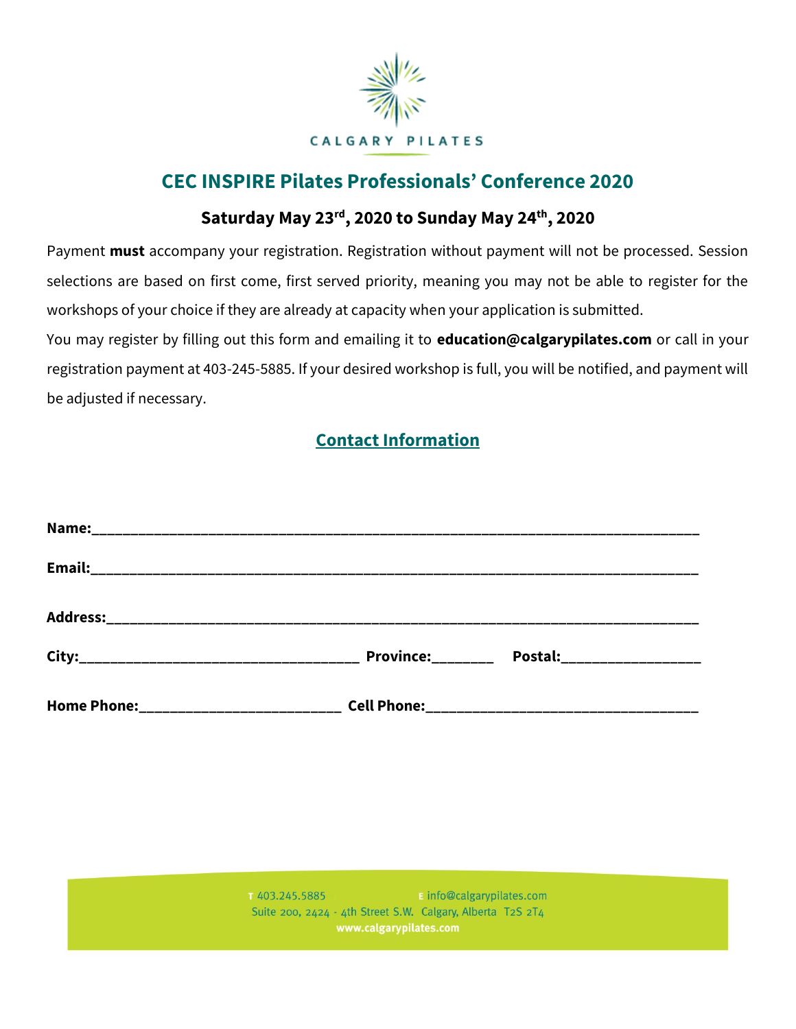CALGARY PILATES

# CEC INSPIRE Pilates Professionals' Conference 2020

## Saturday May 23rd, 2020 to Sunday May 24th, 2020

Payment **must** accompany your registration. Registration without payment will not be processed. Session selections are based on first come, first served priority, meaning you may not be able to register for the workshops of your choice if they are already at capacity when your application is submitted.

You may register by filling out this form and emailing it to **education@calgarypilates.com** or call in your registration payment at 403-245-5885. If your desired workshop is full, you will be notified, and payment will be adjusted if necessary.

## Contact Information

**Name:**___________________________________________________________________________

**Email:**___________________________________________________________________________

**Address:**_________________________________________________________________________

**City:**___________________________________ **Province:**________ **Postal:**_________________

**Home Phone:**_________________________ **Cell Phone:**___________________________________

T 403.245.5885 E info@calgarypilates.com
Suite 200, 2424 - 4th Street S.W. Calgary, Alberta T2S 2T4
www.calgarypilates.com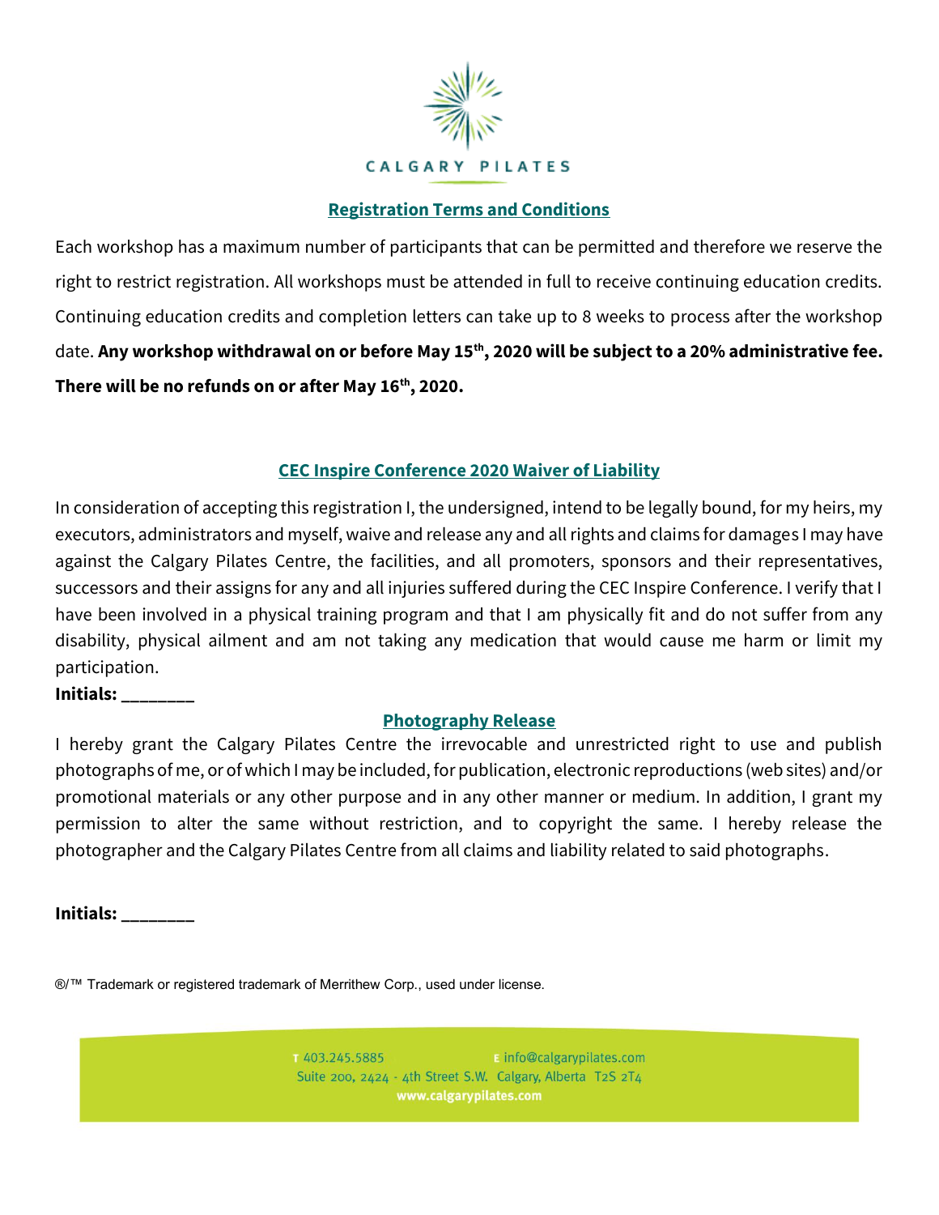CALGARY PILATES

## Registration Terms and Conditions

Each workshop has a maximum number of participants that can be permitted and therefore we reserve the right to restrict registration. All workshops must be attended in full to receive continuing education credits. Continuing education credits and completion letters can take up to 8 weeks to process after the workshop date. **Any workshop withdrawal on or before May 15th, 2020 will be subject to a 20% administrative fee. There will be no refunds on or after May 16th, 2020.**

## CEC Inspire Conference 2020 Waiver of Liability

In consideration of accepting this registration I, the undersigned, intend to be legally bound, for my heirs, my executors, administrators and myself, waive and release any and all rights and claims for damages I may have against the Calgary Pilates Centre, the facilities, and all promoters, sponsors and their representatives, successors and their assigns for any and all injuries suffered during the CEC Inspire Conference. I verify that I have been involved in a physical training program and that I am physically fit and do not suffer from any disability, physical ailment and am not taking any medication that would cause me harm or limit my participation.

**Initials: ________**

## Photography Release

I hereby grant the Calgary Pilates Centre the irrevocable and unrestricted right to use and publish photographs of me, or of which I may be included, for publication, electronic reproductions (web sites) and/or promotional materials or any other purpose and in any other manner or medium. In addition, I grant my permission to alter the same without restriction, and to copyright the same. I hereby release the photographer and the Calgary Pilates Centre from all claims and liability related to said photographs.

**Initials: ________**

®/™ Trademark or registered trademark of Merrithew Corp., used under license.

T 403.245.5885 E info@calgarypilates.com
Suite 200, 2424 - 4th Street S.W. Calgary, Alberta T2S 2T4
**www.calgarypilates.com**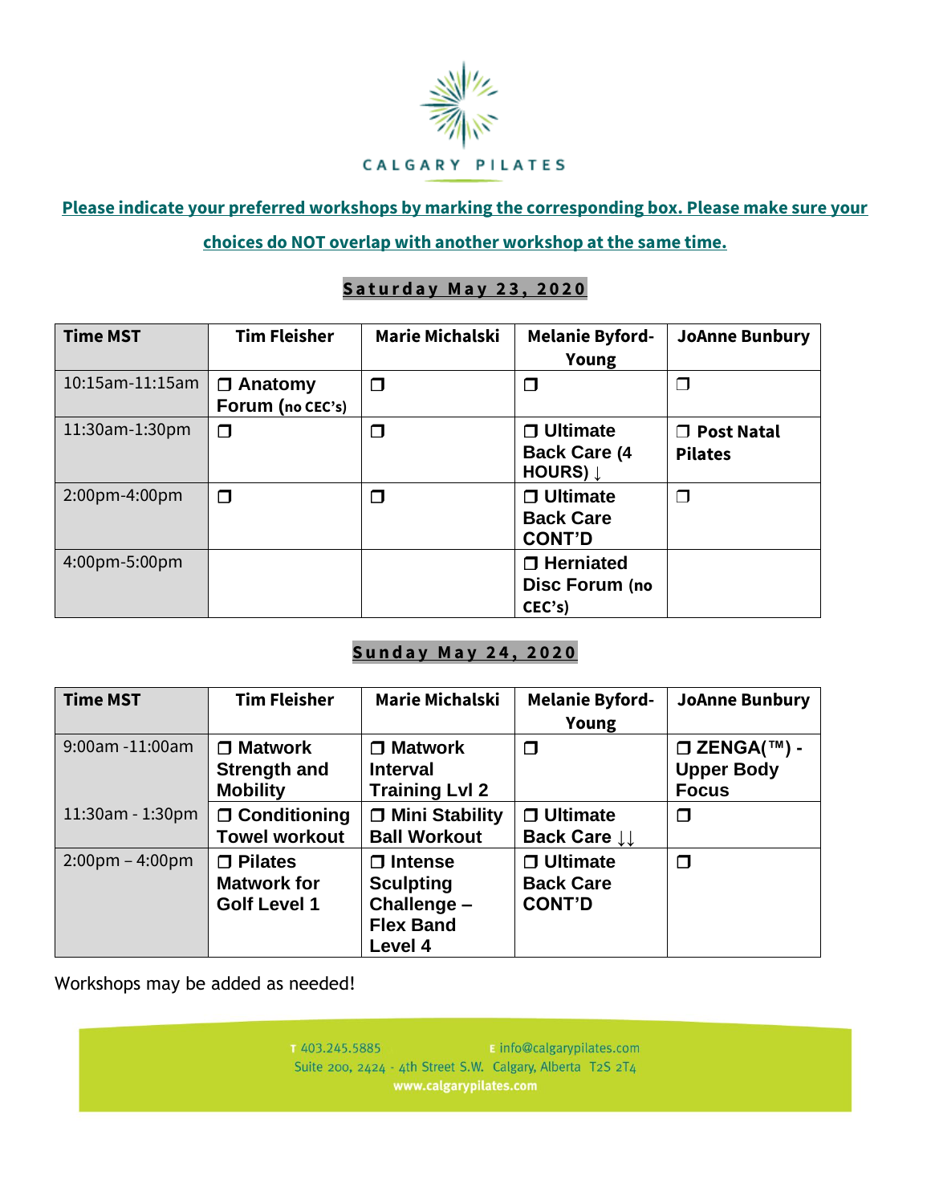CALGARY PILATES

**Please indicate your preferred workshops by marking the corresponding box. Please make sure your choices do NOT overlap with another workshop at the same time.**

## Saturday May 23, 2020

| Time MST | Tim Fleisher | Marie Michalski | Melanie Byford-Young | JoAnne Bunbury |
|---|---|---|---|---|
| 10:15am-11:15am | ❒ Anatomy Forum (no CEC's) | ❒ | ❒ | ❒ |
| 11:30am-1:30pm | ❒ | ❒ | ❒ **Ultimate Back Care (4 HOURS) ↓** | ❒ **Post Natal Pilates** |
| 2:00pm-4:00pm | ❒ | ❒ | ❒ **Ultimate Back Care CONT'D** | ❒ |
| 4:00pm-5:00pm | | | ❒ **Herniated Disc Forum (no CEC's)** | |

## Sunday May 24, 2020

| Time MST | Tim Fleisher | Marie Michalski | Melanie Byford-Young | JoAnne Bunbury |
|---|---|---|---|---|
| 9:00am -11:00am | ❒ **Matwork Strength and Mobility** | ❒ **Matwork Interval Training Lvl 2** | ❒ | ❒ **ZENGA(™) - Upper Body Focus** |
| 11:30am - 1:30pm | ❒ **Conditioning Towel workout** | ❒ **Mini Stability Ball Workout** | ❒ **Ultimate Back Care ↓↓** | ❒ |
| 2:00pm – 4:00pm | ❒ **Pilates Matwork for Golf Level 1** | ❒ **Intense Sculpting Challenge – Flex Band Level 4** | ❒ **Ultimate Back Care CONT'D** | ❒ |

Workshops may be added as needed!

T 403.245.5885 E info@calgarypilates.com
Suite 200, 2424 - 4th Street S.W. Calgary, Alberta T2S 2T4
www.calgarypilates.com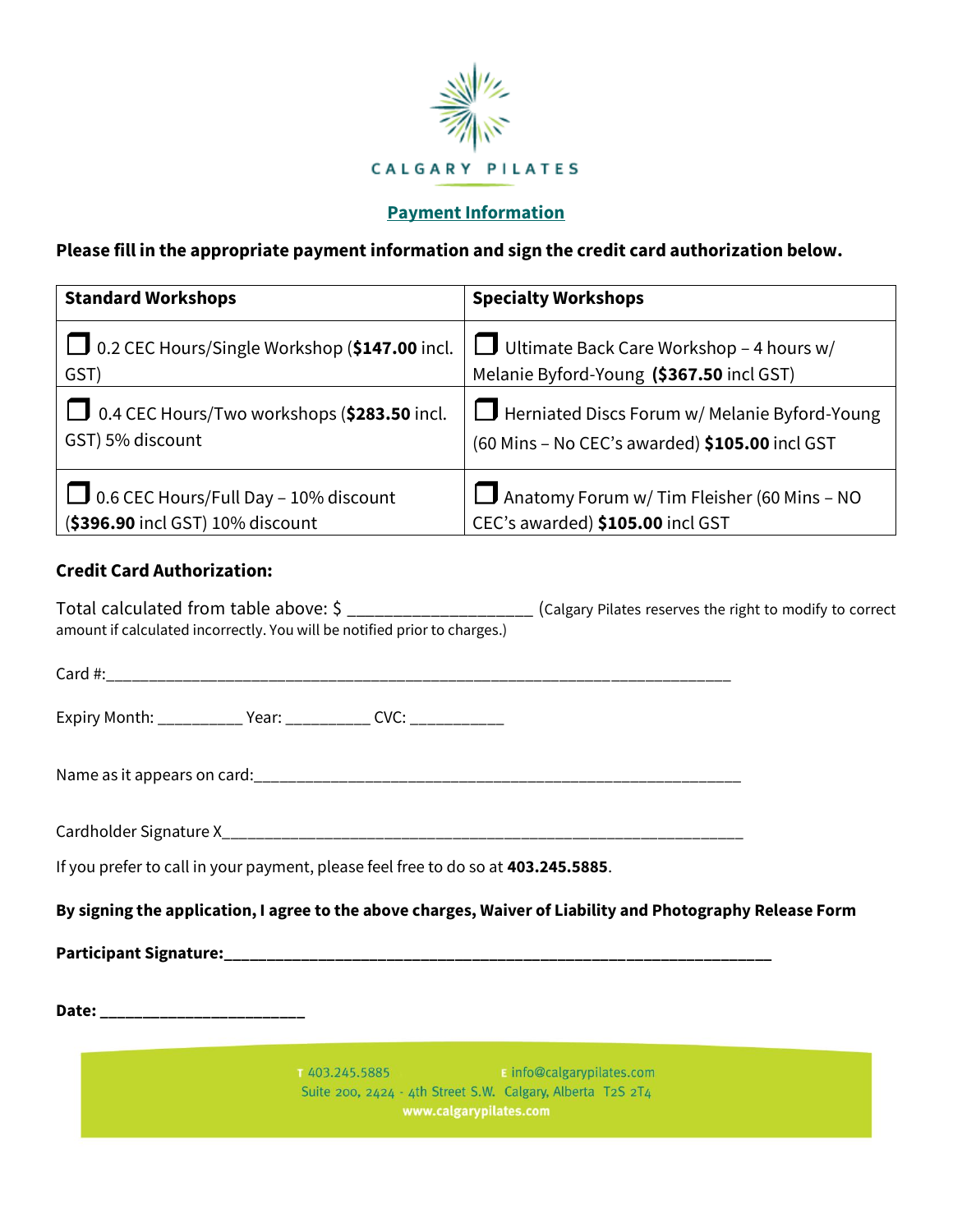CALGARY PILATES

## Payment Information

**Please fill in the appropriate payment information and sign the credit card authorization below.**

| **Standard Workshops** | **Specialty Workshops** |
|---|---|
| ❒ 0.2 CEC Hours/Single Workshop (**$147.00** incl. GST) | ❒ Ultimate Back Care Workshop – 4 hours w/ Melanie Byford-Young (**$367.50** incl GST) |
| ❒ 0.4 CEC Hours/Two workshops (**$283.50** incl. GST) 5% discount | ❒ Herniated Discs Forum w/ Melanie Byford-Young (60 Mins – No CEC's awarded) **$105.00** incl GST |
| ❒ 0.6 CEC Hours/Full Day – 10% discount (**$396.90** incl GST) 10% discount | ❒ Anatomy Forum w/ Tim Fleisher (60 Mins – NO CEC's awarded) **$105.00** incl GST |

**Credit Card Authorization:**

Total calculated from table above: $ ___________________ (Calgary Pilates reserves the right to modify to correct amount if calculated incorrectly. You will be notified prior to charges.)

Card #:_________________________________________________________________________

Expiry Month: __________ Year: __________ CVC: ___________

Name as it appears on card:______________________________________________________________

Cardholder Signature X______________________________________________________________

If you prefer to call in your payment, please feel free to do so at **403.245.5885**.

**By signing the application, I agree to the above charges, Waiver of Liability and Photography Release Form**

**Participant Signature:_________________________________________________________________**

**Date: _______________________**

T 403.245.5885 E info@calgarypilates.com
Suite 200, 2424 - 4th Street S.W. Calgary, Alberta T2S 2T4
www.calgarypilates.com